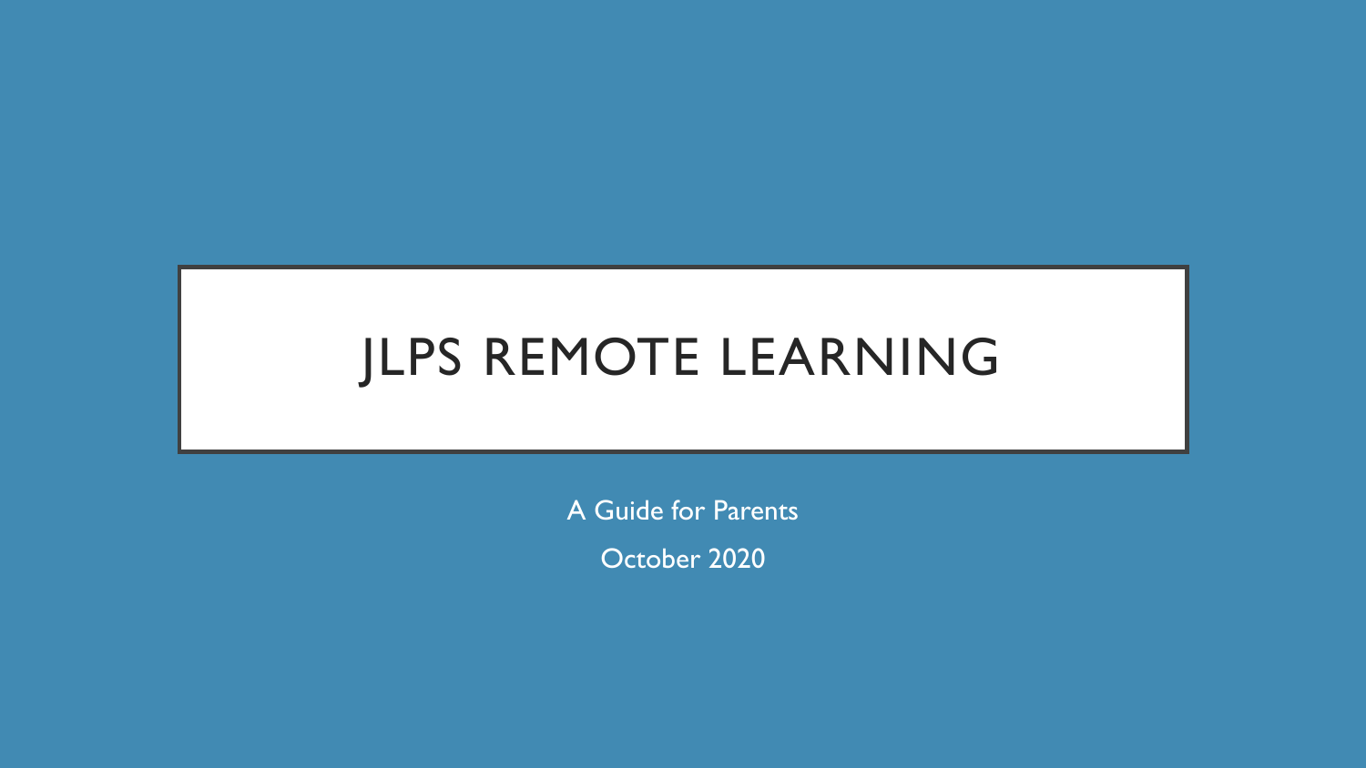# JLPS REMOTE LEARNING

A Guide for Parents

October 2020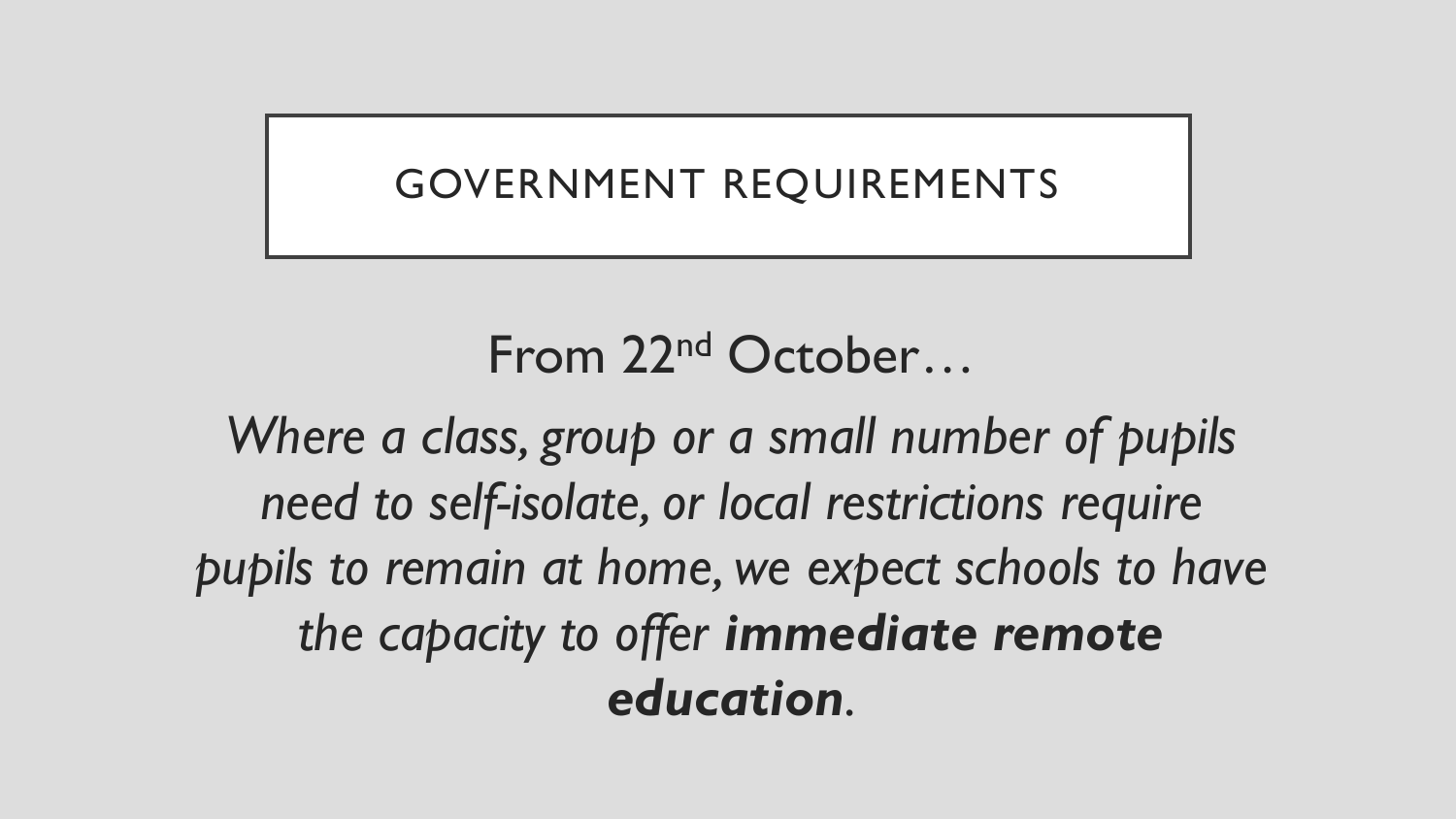# GOVERNMENT REQUIREMENTS

From 22nd October…

*Where a class, group or a small number of pupils need to self-isolate, or local restrictions require pupils to remain at home, we expect schools to have the capacity to offer **immediate remote education**.*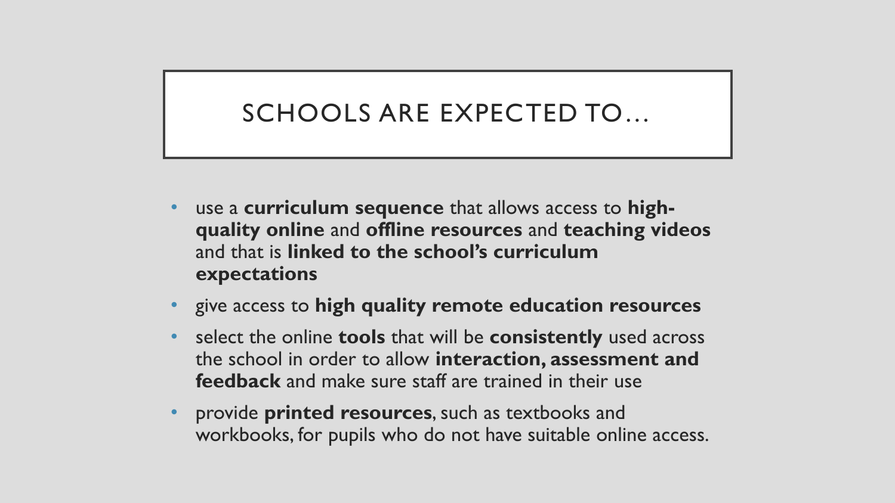# SCHOOLS ARE EXPECTED TO…

- use a **curriculum sequence** that allows access to **high-quality online** and **offline resources** and **teaching videos** and that is **linked to the school's curriculum expectations**
- give access to **high quality remote education resources**
- select the online **tools** that will be **consistently** used across the school in order to allow **interaction, assessment and feedback** and make sure staff are trained in their use
- provide **printed resources**, such as textbooks and workbooks, for pupils who do not have suitable online access.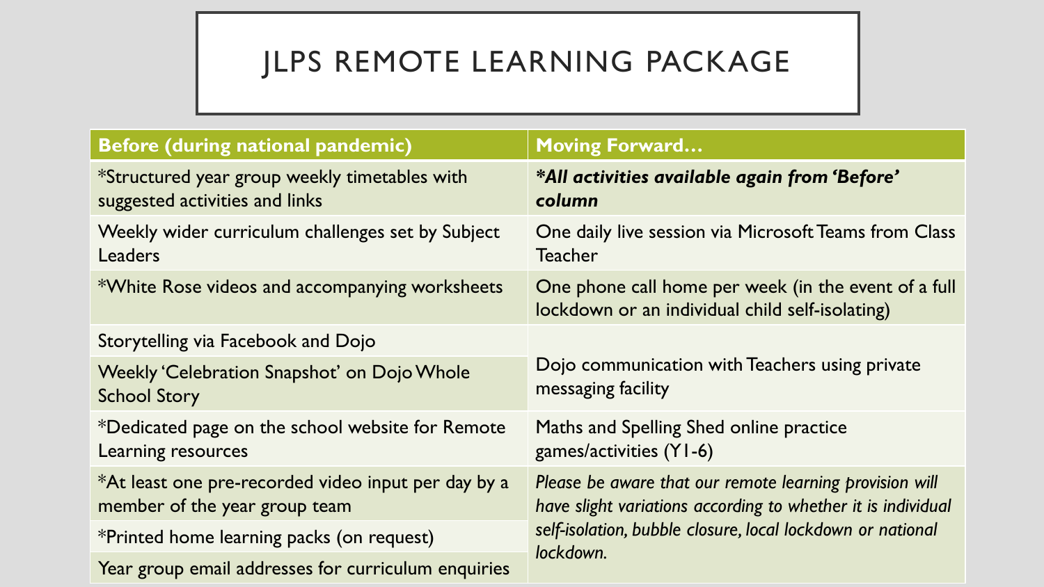# JLPS REMOTE LEARNING PACKAGE

| Before (during national pandemic) | Moving Forward… |
|---|---|
| *Structured year group weekly timetables with suggested activities and links | ***All activities available again from 'Before' column** |
| Weekly wider curriculum challenges set by Subject Leaders | One daily live session via Microsoft Teams from Class Teacher |
| *White Rose videos and accompanying worksheets | One phone call home per week (in the event of a full lockdown or an individual child self-isolating) |
| Storytelling via Facebook and Dojo | Dojo communication with Teachers using private messaging facility |
| Weekly 'Celebration Snapshot' on Dojo Whole School Story | |
| *Dedicated page on the school website for Remote Learning resources | Maths and Spelling Shed online practice games/activities (Y1-6) |
| *At least one pre-recorded video input per day by a member of the year group team | *Please be aware that our remote learning provision will have slight variations according to whether it is individual self-isolation, bubble closure, local lockdown or national lockdown.* |
| *Printed home learning packs (on request) | |
| Year group email addresses for curriculum enquiries | |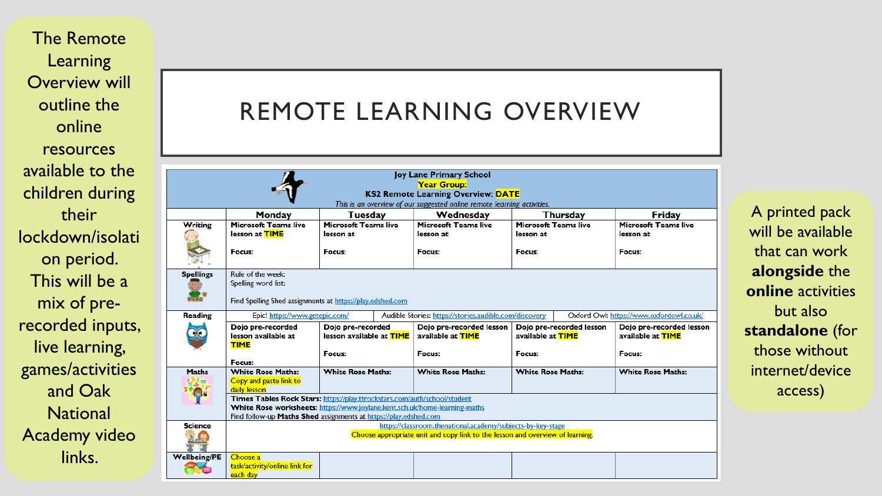The Remote Learning Overview will outline the online resources available to the children during their lockdown/isolation period. This will be a mix of pre-recorded inputs, live learning, games/activities and Oak National Academy video links.

# REMOTE LEARNING OVERVIEW

**Joy Lane Primary School**
**Year Group:**
**KS2 Remote Learning Overview: DATE**
*This is an overview of our suggested online remote learning activities.*

| | Monday | Tuesday | Wednesday | Thursday | Friday |
|---|---|---|---|---|---|
| **Writing** | **Microsoft Teams live lesson at TIME**<br>**Focus:** | **Microsoft Teams live lesson at**<br>**Focus:** | **Microsoft Teams live lesson at**<br>**Focus:** | **Microsoft Teams live lesson at**<br>**Focus:** | **Microsoft Teams live lesson at**<br>**Focus:** |
| **Spellings** | Rule of the week:<br>Spelling word list:<br>Find Spelling Shed assignments at https://play.edshed.com | | | | |
| **Reading** | Epic! https://www.getepic.com/ | Audible Stories: https://stories.audible.com/discovery | | Oxford Owl: https://www.oxfordowl.co.uk/ | |
| | **Dojo pre-recorded lesson available at TIME**<br>**Focus:** | **Dojo pre-recorded lesson available at TIME**<br>**Focus:** | **Dojo pre-recorded lesson available at TIME**<br>**Focus:** | **Dojo pre-recorded lesson available at TIME**<br>**Focus:** | **Dojo pre-recorded lesson available at TIME**<br>**Focus:** |
| **Maths** | **White Rose Maths:**<br>Copy and paste link to daily lesson | **White Rose Maths:** | **White Rose Maths:** | **White Rose Maths:** | **White Rose Maths:** |
| | **Times Tables Rock Stars:** https://play.ttrockstars.com/auth/school/student<br>**White Rose worksheets:** https://www.joylane.kent.sch.uk/home-learning-maths<br>Find follow-up **Maths Shed** assignments at https://play.edshed.com | | | | |
| **Science** | https://classroom.thenational.academy/subjects-by-key-stage<br>Choose appropriate unit and copy link to the lesson and overview of learning. | | | | |
| **Wellbeing/PE** | Choose a task/activity/online link for each day | | | | |

A printed pack will be available that can work **alongside** the **online** activities but also **standalone** (for those without internet/device access)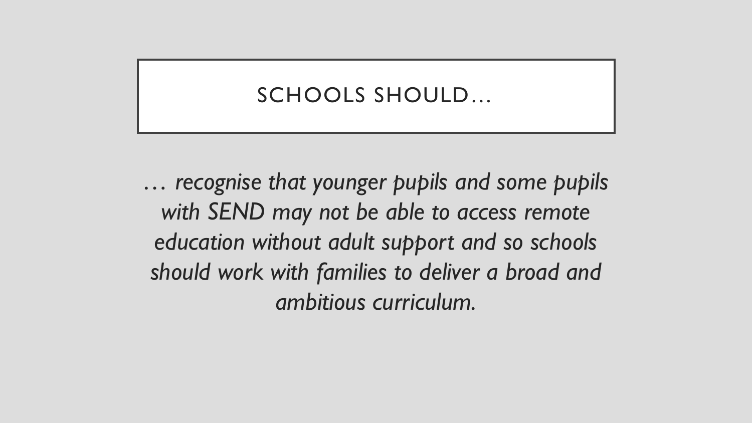# SCHOOLS SHOULD…

*… recognise that younger pupils and some pupils with SEND may not be able to access remote education without adult support and so schools should work with families to deliver a broad and ambitious curriculum.*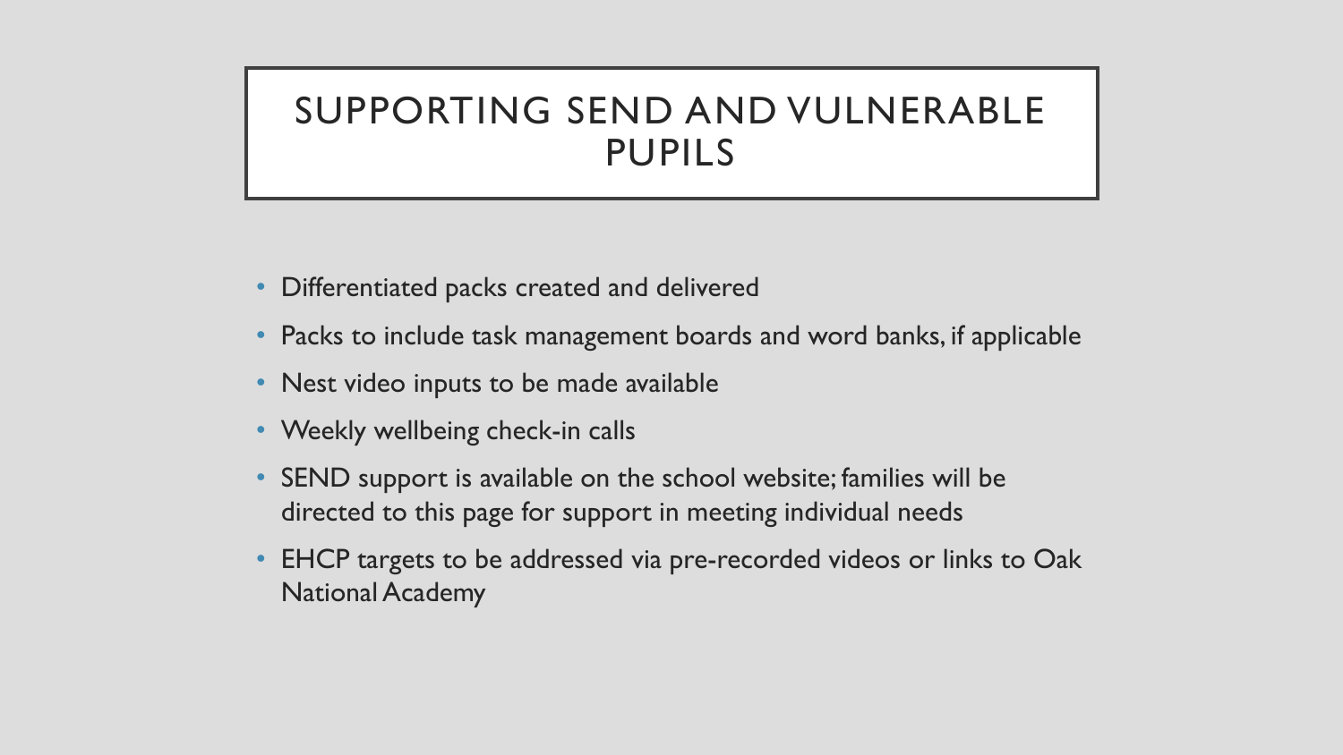# SUPPORTING SEND AND VULNERABLE PUPILS

- Differentiated packs created and delivered
- Packs to include task management boards and word banks, if applicable
- Nest video inputs to be made available
- Weekly wellbeing check-in calls
- SEND support is available on the school website; families will be directed to this page for support in meeting individual needs
- EHCP targets to be addressed via pre-recorded videos or links to Oak National Academy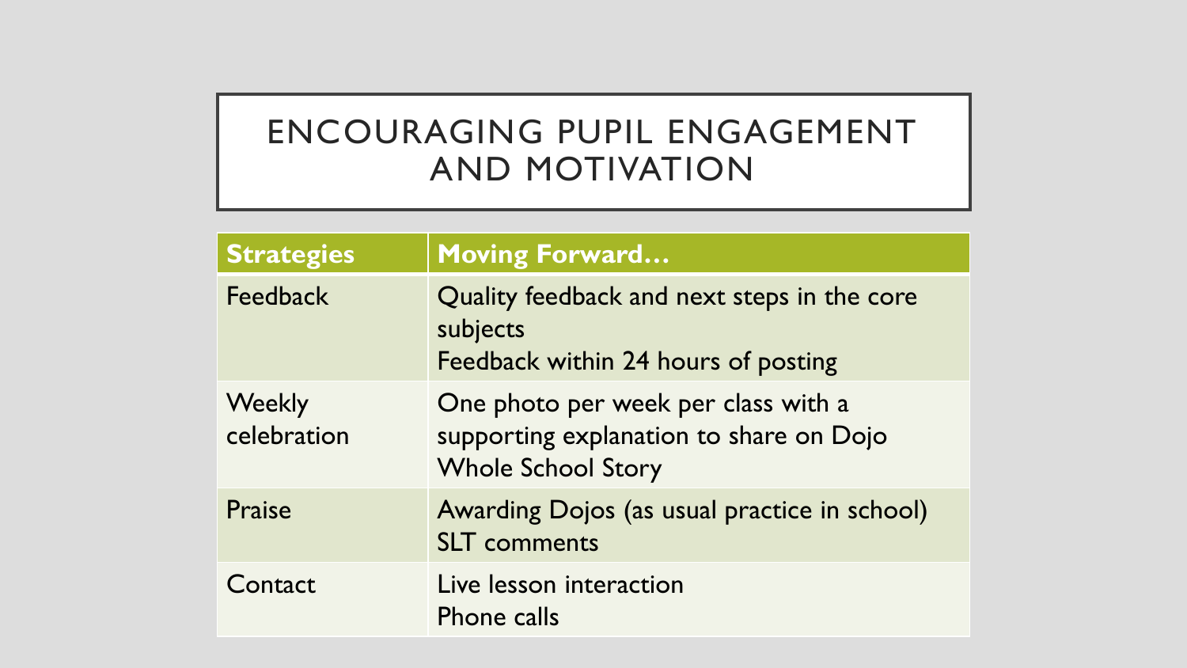# ENCOURAGING PUPIL ENGAGEMENT AND MOTIVATION

| Strategies | Moving Forward… |
| --- | --- |
| Feedback | Quality feedback and next steps in the core subjects<br>Feedback within 24 hours of posting |
| Weekly celebration | One photo per week per class with a supporting explanation to share on Dojo Whole School Story |
| Praise | Awarding Dojos (as usual practice in school)<br>SLT comments |
| Contact | Live lesson interaction<br>Phone calls |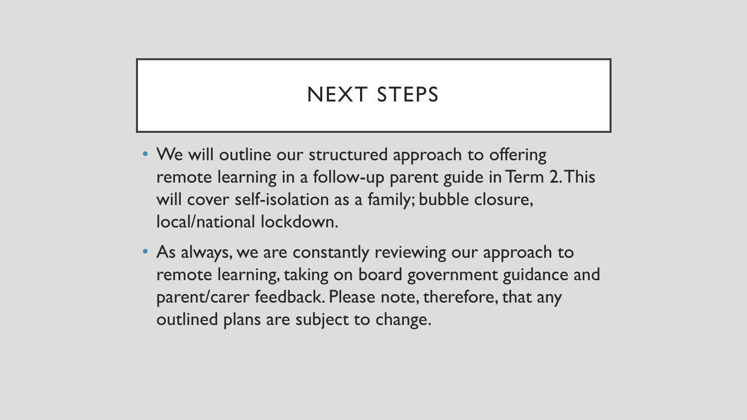# NEXT STEPS

- We will outline our structured approach to offering remote learning in a follow-up parent guide in Term 2. This will cover self-isolation as a family; bubble closure, local/national lockdown.
- As always, we are constantly reviewing our approach to remote learning, taking on board government guidance and parent/carer feedback. Please note, therefore, that any outlined plans are subject to change.